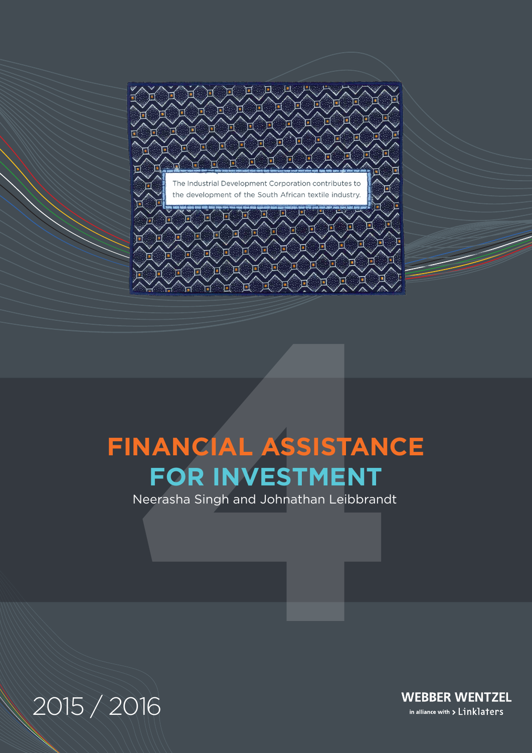The Industrial Development Corporation contributes to the development of the South African textile industry.

# 4

# FINANCIAL ASSISTANCE FOR INVESTMENT

Neerasha Singh and Johnathan Leibbrandt

2015 / 2016

WEBBER WENTZEL

in alliance with > Linklaters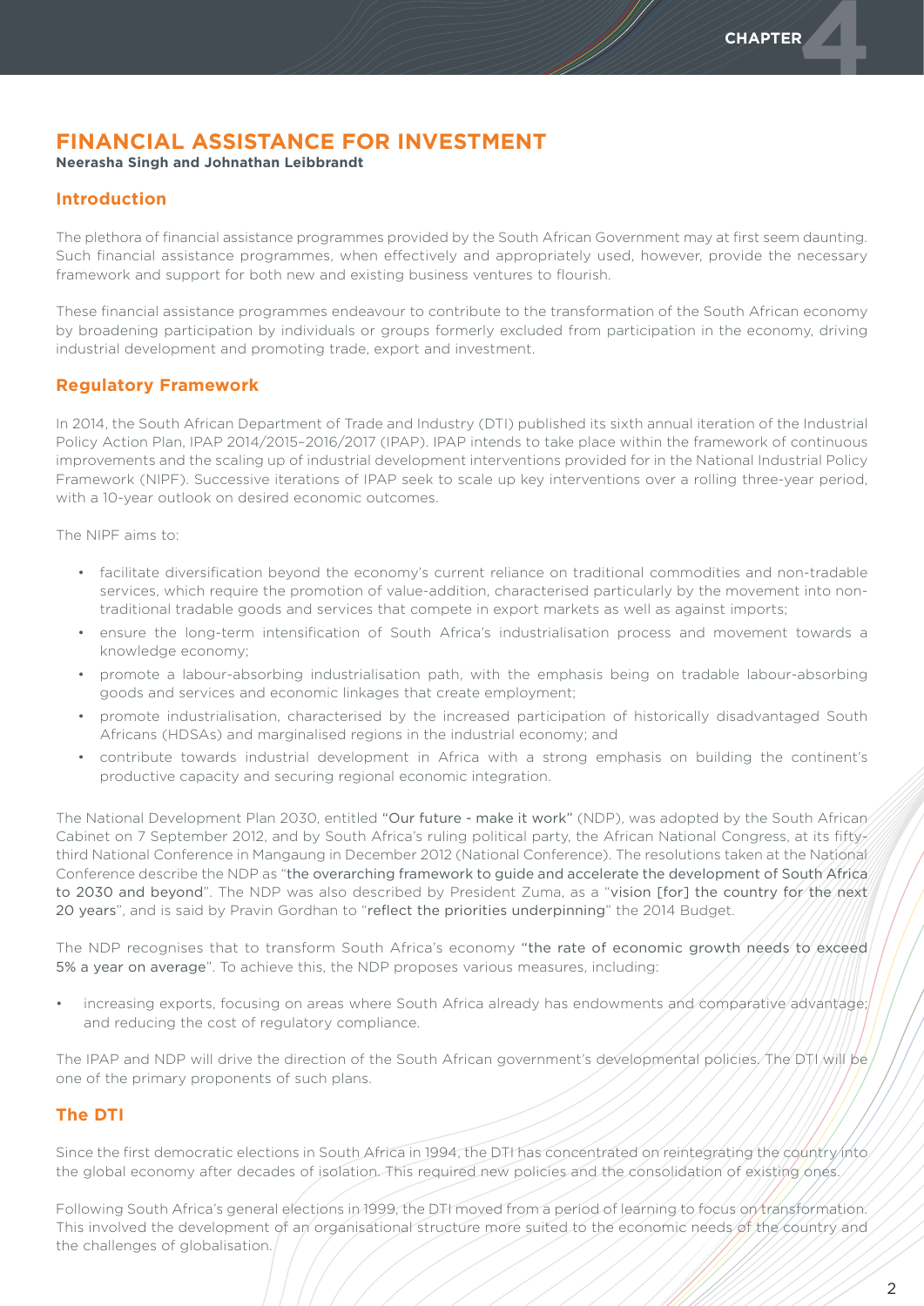# FINANCIAL ASSISTANCE FOR INVESTMENT

**Neerasha Singh and Johnathan Leibbrandt**

## Introduction

The plethora of financial assistance programmes provided by the South African Government may at first seem daunting. Such financial assistance programmes, when effectively and appropriately used, however, provide the necessary framework and support for both new and existing business ventures to flourish.

These financial assistance programmes endeavour to contribute to the transformation of the South African economy by broadening participation by individuals or groups formerly excluded from participation in the economy, driving industrial development and promoting trade, export and investment.

## Regulatory Framework

In 2014, the South African Department of Trade and Industry (DTI) published its sixth annual iteration of the Industrial Policy Action Plan, IPAP 2014/2015–2016/2017 (IPAP). IPAP intends to take place within the framework of continuous improvements and the scaling up of industrial development interventions provided for in the National Industrial Policy Framework (NIPF). Successive iterations of IPAP seek to scale up key interventions over a rolling three-year period, with a 10-year outlook on desired economic outcomes.

The NIPF aims to:

- facilitate diversification beyond the economy's current reliance on traditional commodities and non-tradable services, which require the promotion of value-addition, characterised particularly by the movement into non-traditional tradable goods and services that compete in export markets as well as against imports;
- ensure the long-term intensification of South Africa's industrialisation process and movement towards a knowledge economy;
- promote a labour-absorbing industrialisation path, with the emphasis being on tradable labour-absorbing goods and services and economic linkages that create employment;
- promote industrialisation, characterised by the increased participation of historically disadvantaged South Africans (HDSAs) and marginalised regions in the industrial economy; and
- contribute towards industrial development in Africa with a strong emphasis on building the continent's productive capacity and securing regional economic integration.

The National Development Plan 2030, entitled "Our future - make it work" (NDP), was adopted by the South African Cabinet on 7 September 2012, and by South Africa's ruling political party, the African National Congress, at its fifty-third National Conference in Mangaung in December 2012 (National Conference). The resolutions taken at the National Conference describe the NDP as "the overarching framework to guide and accelerate the development of South Africa to 2030 and beyond". The NDP was also described by President Zuma, as a "vision [for] the country for the next 20 years", and is said by Pravin Gordhan to "reflect the priorities underpinning" the 2014 Budget.

The NDP recognises that to transform South Africa's economy "the rate of economic growth needs to exceed 5% a year on average". To achieve this, the NDP proposes various measures, including:

- increasing exports, focusing on areas where South Africa already has endowments and comparative advantage; and reducing the cost of regulatory compliance.

The IPAP and NDP will drive the direction of the South African government's developmental policies. The DTI will be one of the primary proponents of such plans.

## The DTI

Since the first democratic elections in South Africa in 1994, the DTI has concentrated on reintegrating the country into the global economy after decades of isolation. This required new policies and the consolidation of existing ones.

Following South Africa's general elections in 1999, the DTI moved from a period of learning to focus on transformation. This involved the development of an organisational structure more suited to the economic needs of the country and the challenges of globalisation.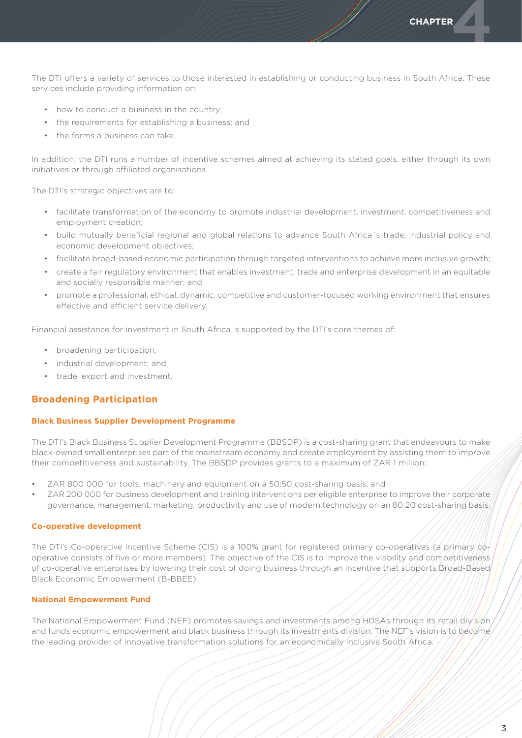The DTI offers a variety of services to those interested in establishing or conducting business in South Africa. These services include providing information on:

- how to conduct a business in the country;
- the requirements for establishing a business; and
- the forms a business can take.

In addition, the DTI runs a number of incentive schemes aimed at achieving its stated goals, either through its own initiatives or through affiliated organisations.

The DTI's strategic objectives are to:

- facilitate transformation of the economy to promote industrial development, investment, competitiveness and employment creation;
- build mutually beneficial regional and global relations to advance South Africa´s trade, industrial policy and economic development objectives;
- facilitate broad-based economic participation through targeted interventions to achieve more inclusive growth;
- create a fair regulatory environment that enables investment, trade and enterprise development in an equitable and socially responsible manner; and
- promote a professional, ethical, dynamic, competitive and customer-focused working environment that ensures effective and efficient service delivery.

Financial assistance for investment in South Africa is supported by the DTI's core themes of:

- broadening participation;
- industrial development; and
- trade, export and investment.

## Broadening Participation

#### Black Business Supplier Development Programme

The DTI's Black Business Supplier Development Programme (BBSDP) is a cost-sharing grant that endeavours to make black-owned small enterprises part of the mainstream economy and create employment by assisting them to improve their competitiveness and sustainability. The BBSDP provides grants to a maximum of ZAR 1 million:

- ZAR 800 000 for tools, machinery and equipment on a 50:50 cost-sharing basis; and
- ZAR 200 000 for business development and training interventions per eligible enterprise to improve their corporate governance, management, marketing, productivity and use of modern technology on an 80:20 cost-sharing basis.

#### Co-operative development

The DTI's Co-operative Incentive Scheme (CIS) is a 100% grant for registered primary co-operatives (a primary co-operative consists of five or more members). The objective of the CIS is to improve the viability and competitiveness of co-operative enterprises by lowering their cost of doing business through an incentive that supports Broad-Based Black Economic Empowerment (B-BBEE).

#### National Empowerment Fund

The National Empowerment Fund (NEF) promotes savings and investments among HDSAs through its retail division and funds economic empowerment and black business through its investments division. The NEF's vision is to become the leading provider of innovative transformation solutions for an economically inclusive South Africa.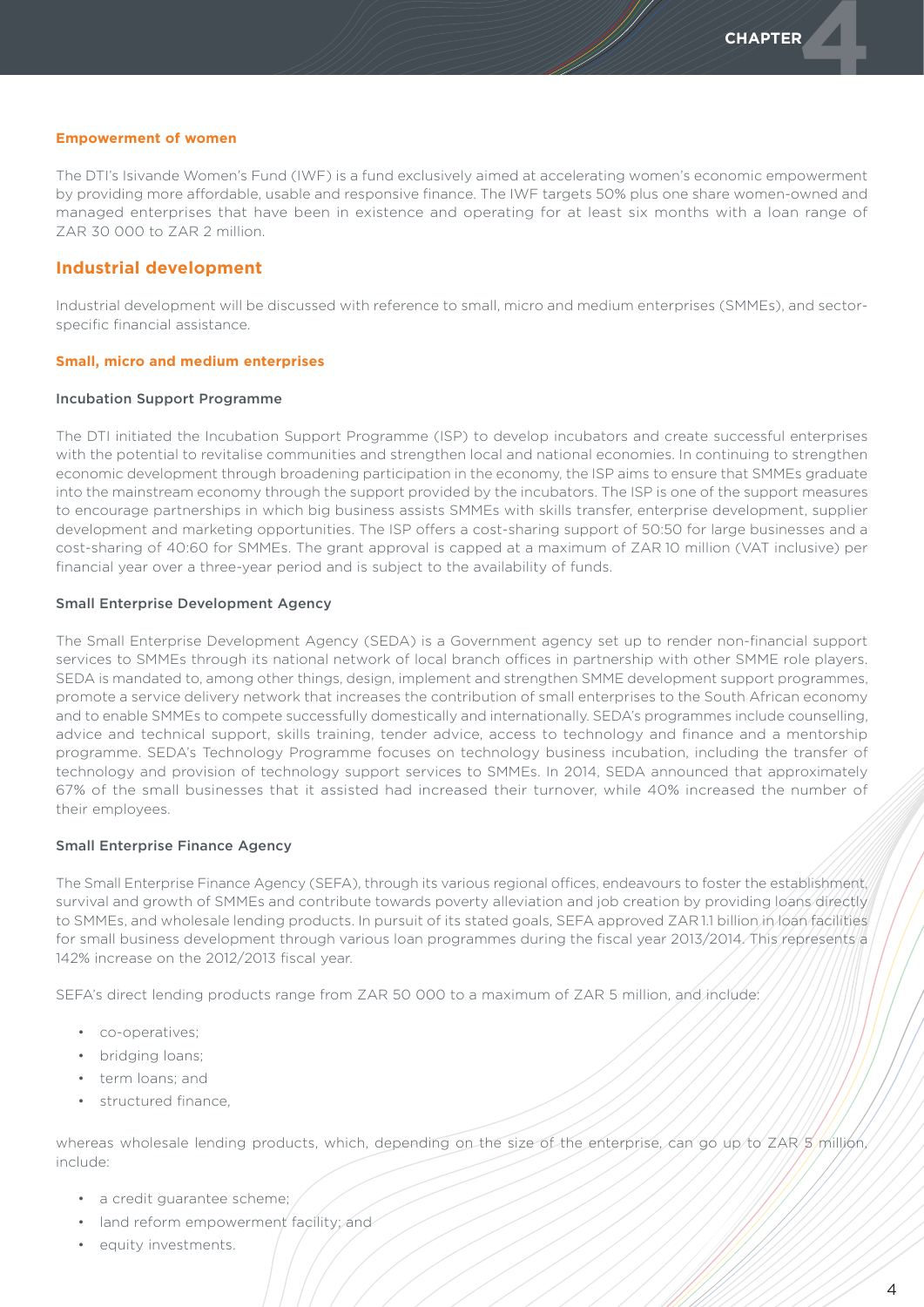### Empowerment of women

The DTI's Isivande Women's Fund (IWF) is a fund exclusively aimed at accelerating women's economic empowerment by providing more affordable, usable and responsive finance. The IWF targets 50% plus one share women-owned and managed enterprises that have been in existence and operating for at least six months with a loan range of ZAR 30 000 to ZAR 2 million.

## Industrial development

Industrial development will be discussed with reference to small, micro and medium enterprises (SMMEs), and sector-specific financial assistance.

### Small, micro and medium enterprises

#### Incubation Support Programme

The DTI initiated the Incubation Support Programme (ISP) to develop incubators and create successful enterprises with the potential to revitalise communities and strengthen local and national economies. In continuing to strengthen economic development through broadening participation in the economy, the ISP aims to ensure that SMMEs graduate into the mainstream economy through the support provided by the incubators. The ISP is one of the support measures to encourage partnerships in which big business assists SMMEs with skills transfer, enterprise development, supplier development and marketing opportunities. The ISP offers a cost-sharing support of 50:50 for large businesses and a cost-sharing of 40:60 for SMMEs. The grant approval is capped at a maximum of ZAR 10 million (VAT inclusive) per financial year over a three-year period and is subject to the availability of funds.

#### Small Enterprise Development Agency

The Small Enterprise Development Agency (SEDA) is a Government agency set up to render non-financial support services to SMMEs through its national network of local branch offices in partnership with other SMME role players. SEDA is mandated to, among other things, design, implement and strengthen SMME development support programmes, promote a service delivery network that increases the contribution of small enterprises to the South African economy and to enable SMMEs to compete successfully domestically and internationally. SEDA's programmes include counselling, advice and technical support, skills training, tender advice, access to technology and finance and a mentorship programme. SEDA's Technology Programme focuses on technology business incubation, including the transfer of technology and provision of technology support services to SMMEs. In 2014, SEDA announced that approximately 67% of the small businesses that it assisted had increased their turnover, while 40% increased the number of their employees.

#### Small Enterprise Finance Agency

The Small Enterprise Finance Agency (SEFA), through its various regional offices, endeavours to foster the establishment, survival and growth of SMMEs and contribute towards poverty alleviation and job creation by providing loans directly to SMMEs, and wholesale lending products. In pursuit of its stated goals, SEFA approved ZAR 1.1 billion in loan facilities for small business development through various loan programmes during the fiscal year 2013/2014. This represents a 142% increase on the 2012/2013 fiscal year.

SEFA's direct lending products range from ZAR 50 000 to a maximum of ZAR 5 million, and include:

- co-operatives;
- bridging loans;
- term loans; and
- structured finance,

whereas wholesale lending products, which, depending on the size of the enterprise, can go up to ZAR 5 million, include:

- a credit guarantee scheme;
- land reform empowerment facility; and
- equity investments.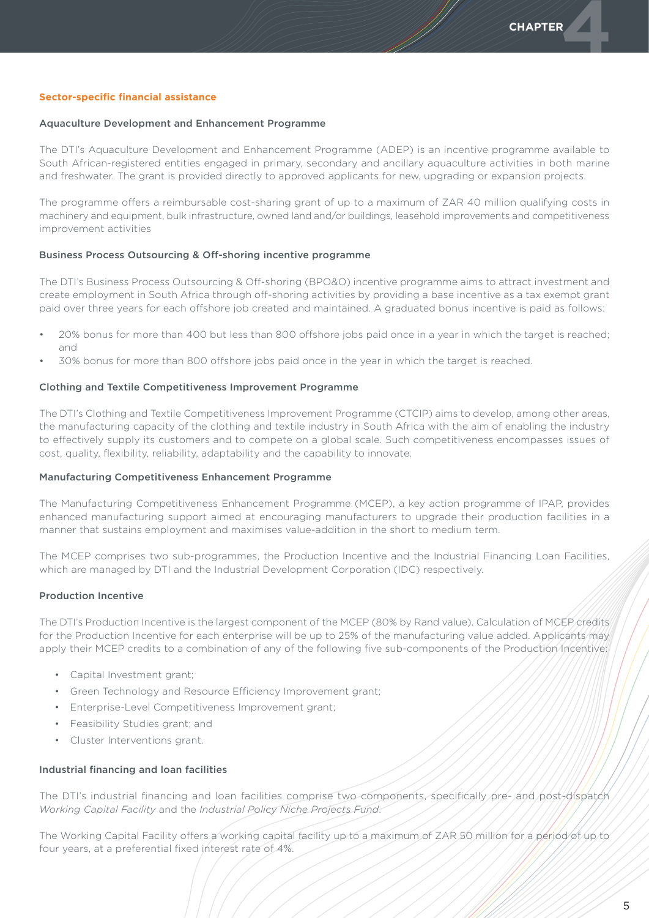## Sector-specific financial assistance

### Aquaculture Development and Enhancement Programme

The DTI's Aquaculture Development and Enhancement Programme (ADEP) is an incentive programme available to South African-registered entities engaged in primary, secondary and ancillary aquaculture activities in both marine and freshwater. The grant is provided directly to approved applicants for new, upgrading or expansion projects.

The programme offers a reimbursable cost-sharing grant of up to a maximum of ZAR 40 million qualifying costs in machinery and equipment, bulk infrastructure, owned land and/or buildings, leasehold improvements and competitiveness improvement activities

### Business Process Outsourcing & Off-shoring incentive programme

The DTI's Business Process Outsourcing & Off-shoring (BPO&O) incentive programme aims to attract investment and create employment in South Africa through off-shoring activities by providing a base incentive as a tax exempt grant paid over three years for each offshore job created and maintained. A graduated bonus incentive is paid as follows:

- 20% bonus for more than 400 but less than 800 offshore jobs paid once in a year in which the target is reached; and
- 30% bonus for more than 800 offshore jobs paid once in the year in which the target is reached.

### Clothing and Textile Competitiveness Improvement Programme

The DTI's Clothing and Textile Competitiveness Improvement Programme (CTCIP) aims to develop, among other areas, the manufacturing capacity of the clothing and textile industry in South Africa with the aim of enabling the industry to effectively supply its customers and to compete on a global scale. Such competitiveness encompasses issues of cost, quality, flexibility, reliability, adaptability and the capability to innovate.

### Manufacturing Competitiveness Enhancement Programme

The Manufacturing Competitiveness Enhancement Programme (MCEP), a key action programme of IPAP, provides enhanced manufacturing support aimed at encouraging manufacturers to upgrade their production facilities in a manner that sustains employment and maximises value-addition in the short to medium term.

The MCEP comprises two sub-programmes, the Production Incentive and the Industrial Financing Loan Facilities, which are managed by DTI and the Industrial Development Corporation (IDC) respectively.

### Production Incentive

The DTI's Production Incentive is the largest component of the MCEP (80% by Rand value). Calculation of MCEP credits for the Production Incentive for each enterprise will be up to 25% of the manufacturing value added. Applicants may apply their MCEP credits to a combination of any of the following five sub-components of the Production Incentive:

- Capital Investment grant;
- Green Technology and Resource Efficiency Improvement grant;
- Enterprise-Level Competitiveness Improvement grant;
- Feasibility Studies grant; and
- Cluster Interventions grant.

### Industrial financing and loan facilities

The DTI's industrial financing and loan facilities comprise two components, specifically pre- and post-dispatch *Working Capital Facility* and the *Industrial Policy Niche Projects Fund*.

The Working Capital Facility offers a working capital facility up to a maximum of ZAR 50 million for a period of up to four years, at a preferential fixed interest rate of 4%.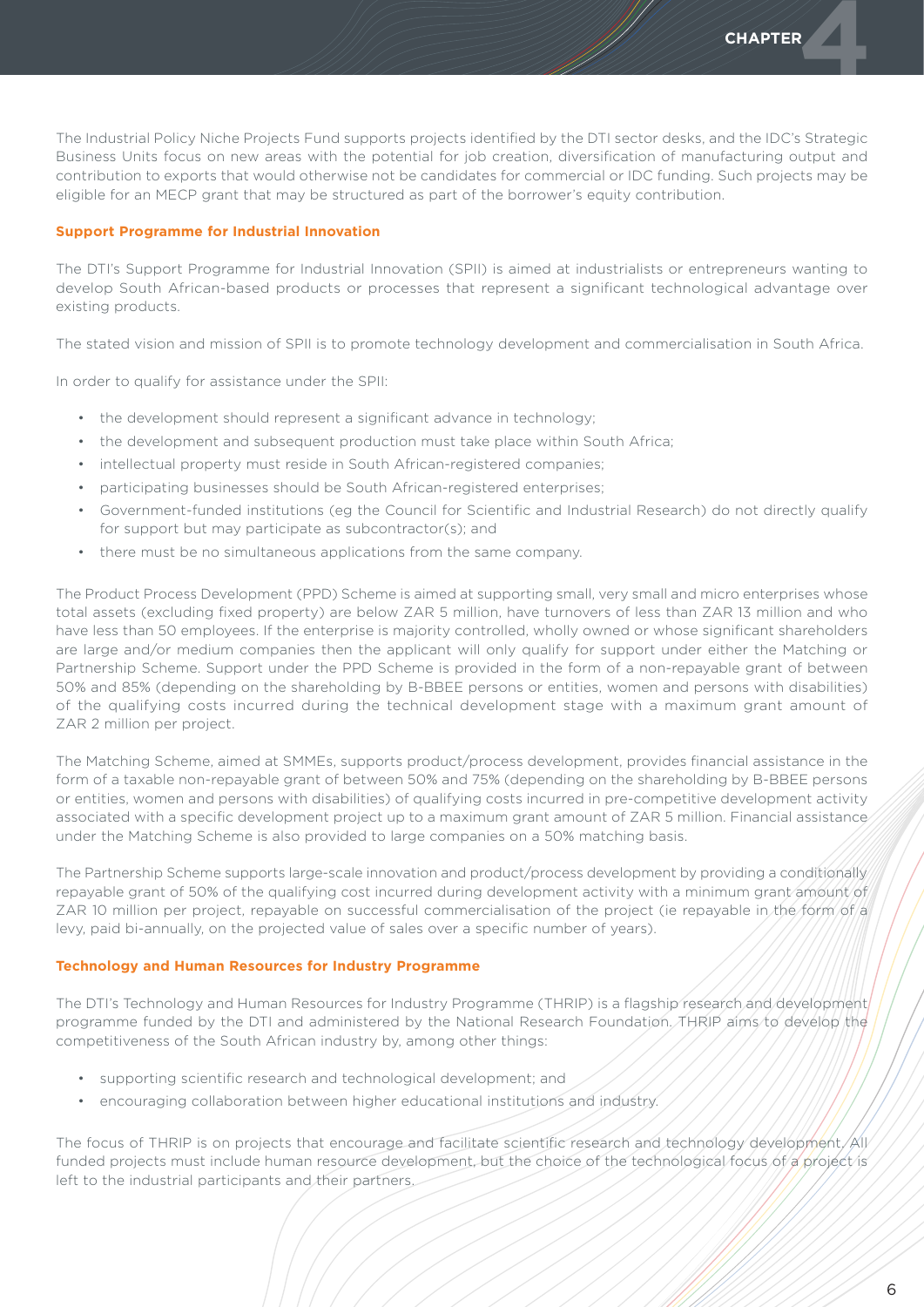The Industrial Policy Niche Projects Fund supports projects identified by the DTI sector desks, and the IDC's Strategic Business Units focus on new areas with the potential for job creation, diversification of manufacturing output and contribution to exports that would otherwise not be candidates for commercial or IDC funding. Such projects may be eligible for an MECP grant that may be structured as part of the borrower's equity contribution.

### Support Programme for Industrial Innovation

The DTI's Support Programme for Industrial Innovation (SPII) is aimed at industrialists or entrepreneurs wanting to develop South African-based products or processes that represent a significant technological advantage over existing products.

The stated vision and mission of SPII is to promote technology development and commercialisation in South Africa.

In order to qualify for assistance under the SPII:

- the development should represent a significant advance in technology;
- the development and subsequent production must take place within South Africa;
- intellectual property must reside in South African-registered companies;
- participating businesses should be South African-registered enterprises;
- Government-funded institutions (eg the Council for Scientific and Industrial Research) do not directly qualify for support but may participate as subcontractor(s); and
- there must be no simultaneous applications from the same company.

The Product Process Development (PPD) Scheme is aimed at supporting small, very small and micro enterprises whose total assets (excluding fixed property) are below ZAR 5 million, have turnovers of less than ZAR 13 million and who have less than 50 employees. If the enterprise is majority controlled, wholly owned or whose significant shareholders are large and/or medium companies then the applicant will only qualify for support under either the Matching or Partnership Scheme. Support under the PPD Scheme is provided in the form of a non-repayable grant of between 50% and 85% (depending on the shareholding by B-BBEE persons or entities, women and persons with disabilities) of the qualifying costs incurred during the technical development stage with a maximum grant amount of ZAR 2 million per project.

The Matching Scheme, aimed at SMMEs, supports product/process development, provides financial assistance in the form of a taxable non-repayable grant of between 50% and 75% (depending on the shareholding by B-BBEE persons or entities, women and persons with disabilities) of qualifying costs incurred in pre-competitive development activity associated with a specific development project up to a maximum grant amount of ZAR 5 million. Financial assistance under the Matching Scheme is also provided to large companies on a 50% matching basis.

The Partnership Scheme supports large-scale innovation and product/process development by providing a conditionally repayable grant of 50% of the qualifying cost incurred during development activity with a minimum grant amount of ZAR 10 million per project, repayable on successful commercialisation of the project (ie repayable in the form of a levy, paid bi-annually, on the projected value of sales over a specific number of years).

### Technology and Human Resources for Industry Programme

The DTI's Technology and Human Resources for Industry Programme (THRIP) is a flagship research and development programme funded by the DTI and administered by the National Research Foundation. THRIP aims to develop the competitiveness of the South African industry by, among other things:

- supporting scientific research and technological development; and
- encouraging collaboration between higher educational institutions and industry.

The focus of THRIP is on projects that encourage and facilitate scientific research and technology development. All funded projects must include human resource development, but the choice of the technological focus of a project is left to the industrial participants and their partners.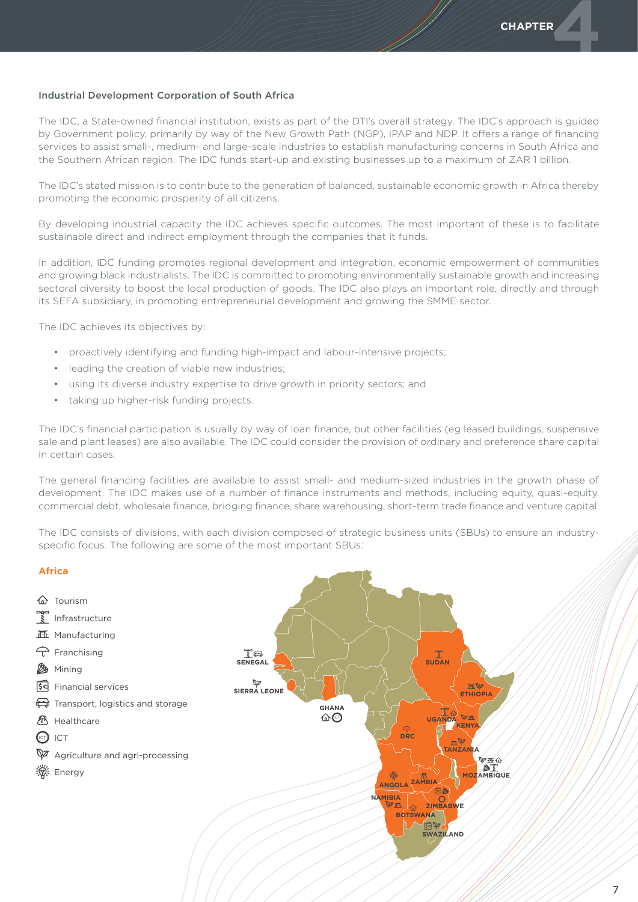## Industrial Development Corporation of South Africa

The IDC, a State-owned financial institution, exists as part of the DTI's overall strategy. The IDC's approach is guided by Government policy, primarily by way of the New Growth Path (NGP), IPAP and NDP. It offers a range of financing services to assist small-, medium- and large-scale industries to establish manufacturing concerns in South Africa and the Southern African region. The IDC funds start-up and existing businesses up to a maximum of ZAR 1 billion.

The IDC's stated mission is to contribute to the generation of balanced, sustainable economic growth in Africa thereby promoting the economic prosperity of all citizens.

By developing industrial capacity the IDC achieves specific outcomes. The most important of these is to facilitate sustainable direct and indirect employment through the companies that it funds.

In addition, IDC funding promotes regional development and integration, economic empowerment of communities and growing black industrialists. The IDC is committed to promoting environmentally sustainable growth and increasing sectoral diversity to boost the local production of goods. The IDC also plays an important role, directly and through its SEFA subsidiary, in promoting entrepreneurial development and growing the SMME sector.

The IDC achieves its objectives by:

- proactively identifying and funding high-impact and labour-intensive projects;
- leading the creation of viable new industries;
- using its diverse industry expertise to drive growth in priority sectors; and
- taking up higher-risk funding projects.

The IDC's financial participation is usually by way of loan finance, but other facilities (eg leased buildings, suspensive sale and plant leases) are also available. The IDC could consider the provision of ordinary and preference share capital in certain cases.

The general financing facilities are available to assist small- and medium-sized industries in the growth phase of development. The IDC makes use of a number of finance instruments and methods, including equity, quasi-equity, commercial debt, wholesale finance, bridging finance, share warehousing, short-term trade finance and venture capital.

The IDC consists of divisions, with each division composed of strategic business units (SBUs) to ensure an industry-specific focus. The following are some of the most important SBUs:

### Africa

- Tourism
- Infrastructure
- Manufacturing
- Franchising
- Mining
- Financial services
- Transport, logistics and storage
- Healthcare
- ICT
- Agriculture and agri-processing
- Energy

SENEGAL · SIERRA LEONE · GHANA · SUDAN · ETHIOPIA · UGANDA · KENYA · DRC · TANZANIA · MOZAMBIQUE · ANGOLA · ZAMBIA · NAMIBIA · ZIMBABWE · BOTSWANA · SWAZILAND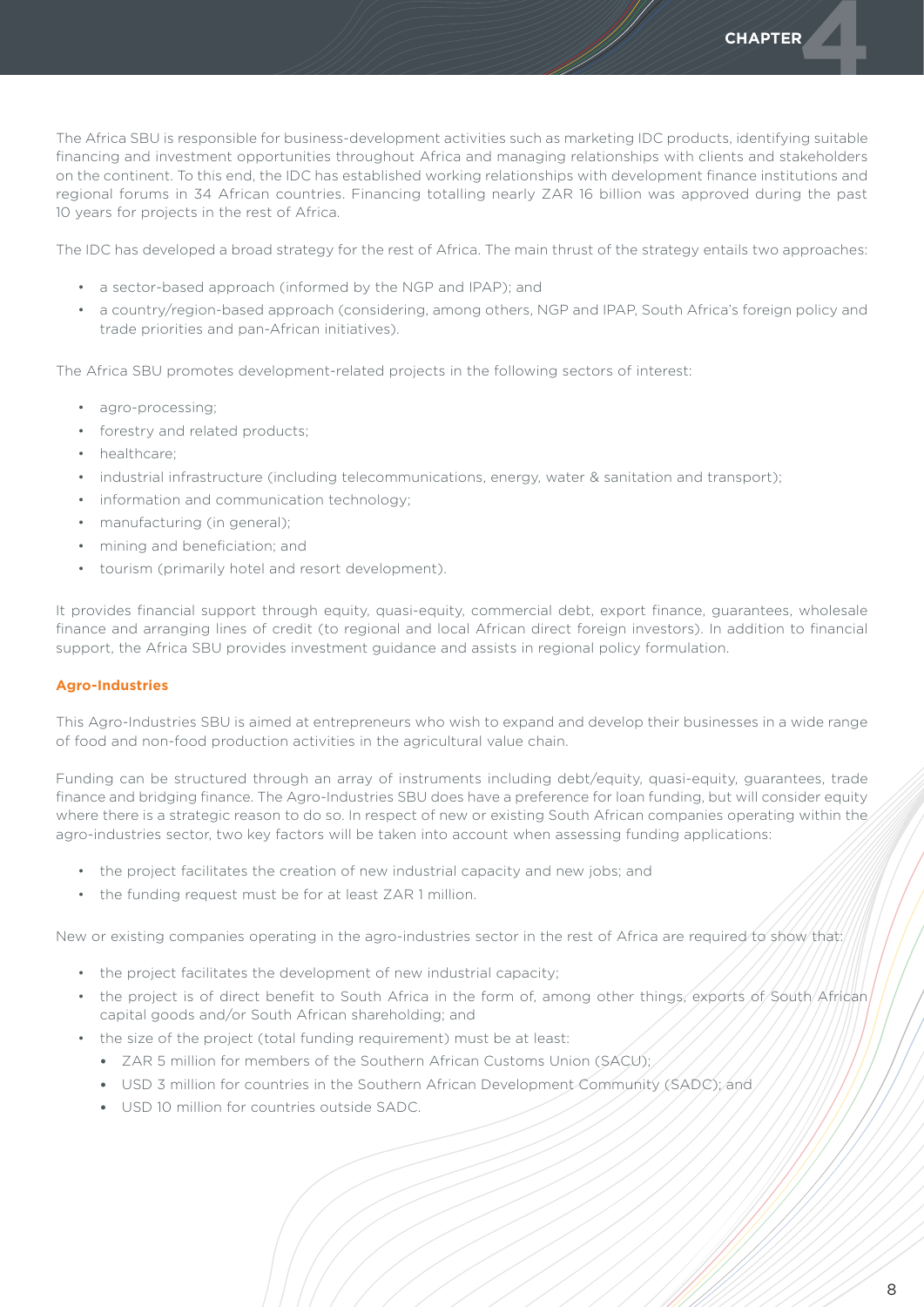The Africa SBU is responsible for business-development activities such as marketing IDC products, identifying suitable financing and investment opportunities throughout Africa and managing relationships with clients and stakeholders on the continent. To this end, the IDC has established working relationships with development finance institutions and regional forums in 34 African countries. Financing totalling nearly ZAR 16 billion was approved during the past 10 years for projects in the rest of Africa.

The IDC has developed a broad strategy for the rest of Africa. The main thrust of the strategy entails two approaches:

- a sector-based approach (informed by the NGP and IPAP); and
- a country/region-based approach (considering, among others, NGP and IPAP, South Africa's foreign policy and trade priorities and pan-African initiatives).

The Africa SBU promotes development-related projects in the following sectors of interest:

- agro-processing;
- forestry and related products;
- healthcare;
- industrial infrastructure (including telecommunications, energy, water & sanitation and transport);
- information and communication technology;
- manufacturing (in general);
- mining and beneficiation; and
- tourism (primarily hotel and resort development).

It provides financial support through equity, quasi-equity, commercial debt, export finance, guarantees, wholesale finance and arranging lines of credit (to regional and local African direct foreign investors). In addition to financial support, the Africa SBU provides investment guidance and assists in regional policy formulation.

**Agro-Industries**

This Agro-Industries SBU is aimed at entrepreneurs who wish to expand and develop their businesses in a wide range of food and non-food production activities in the agricultural value chain.

Funding can be structured through an array of instruments including debt/equity, quasi-equity, guarantees, trade finance and bridging finance. The Agro-Industries SBU does have a preference for loan funding, but will consider equity where there is a strategic reason to do so. In respect of new or existing South African companies operating within the agro-industries sector, two key factors will be taken into account when assessing funding applications:

- the project facilitates the creation of new industrial capacity and new jobs; and
- the funding request must be for at least ZAR 1 million.

New or existing companies operating in the agro-industries sector in the rest of Africa are required to show that:

- the project facilitates the development of new industrial capacity;
- the project is of direct benefit to South Africa in the form of, among other things, exports of South African capital goods and/or South African shareholding; and
- the size of the project (total funding requirement) must be at least:
  - ZAR 5 million for members of the Southern African Customs Union (SACU);
  - USD 3 million for countries in the Southern African Development Community (SADC); and
  - USD 10 million for countries outside SADC.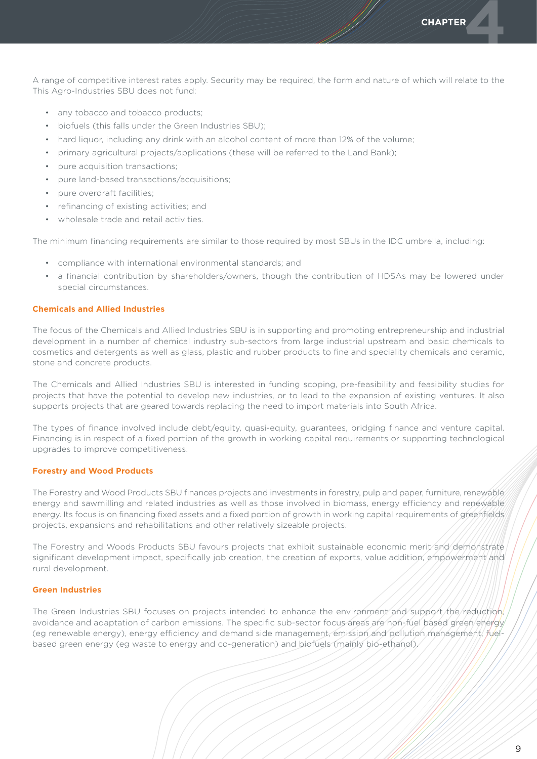A range of competitive interest rates apply. Security may be required, the form and nature of which will relate to the This Agro-Industries SBU does not fund:

- any tobacco and tobacco products;
- biofuels (this falls under the Green Industries SBU);
- hard liquor, including any drink with an alcohol content of more than 12% of the volume;
- primary agricultural projects/applications (these will be referred to the Land Bank);
- pure acquisition transactions;
- pure land-based transactions/acquisitions;
- pure overdraft facilities;
- refinancing of existing activities; and
- wholesale trade and retail activities.

The minimum financing requirements are similar to those required by most SBUs in the IDC umbrella, including:

- compliance with international environmental standards; and
- a financial contribution by shareholders/owners, though the contribution of HDSAs may be lowered under special circumstances.

#### Chemicals and Allied Industries

The focus of the Chemicals and Allied Industries SBU is in supporting and promoting entrepreneurship and industrial development in a number of chemical industry sub-sectors from large industrial upstream and basic chemicals to cosmetics and detergents as well as glass, plastic and rubber products to fine and speciality chemicals and ceramic, stone and concrete products.

The Chemicals and Allied Industries SBU is interested in funding scoping, pre-feasibility and feasibility studies for projects that have the potential to develop new industries, or to lead to the expansion of existing ventures. It also supports projects that are geared towards replacing the need to import materials into South Africa.

The types of finance involved include debt/equity, quasi-equity, guarantees, bridging finance and venture capital. Financing is in respect of a fixed portion of the growth in working capital requirements or supporting technological upgrades to improve competitiveness.

#### Forestry and Wood Products

The Forestry and Wood Products SBU finances projects and investments in forestry, pulp and paper, furniture, renewable energy and sawmilling and related industries as well as those involved in biomass, energy efficiency and renewable energy. Its focus is on financing fixed assets and a fixed portion of growth in working capital requirements of greenfields projects, expansions and rehabilitations and other relatively sizeable projects.

The Forestry and Woods Products SBU favours projects that exhibit sustainable economic merit and demonstrate significant development impact, specifically job creation, the creation of exports, value addition, empowerment and rural development.

#### Green Industries

The Green Industries SBU focuses on projects intended to enhance the environment and support the reduction, avoidance and adaptation of carbon emissions. The specific sub-sector focus areas are non-fuel based green energy (eg renewable energy), energy efficiency and demand side management, emission and pollution management, fuel-based green energy (eg waste to energy and co-generation) and biofuels (mainly bio-ethanol).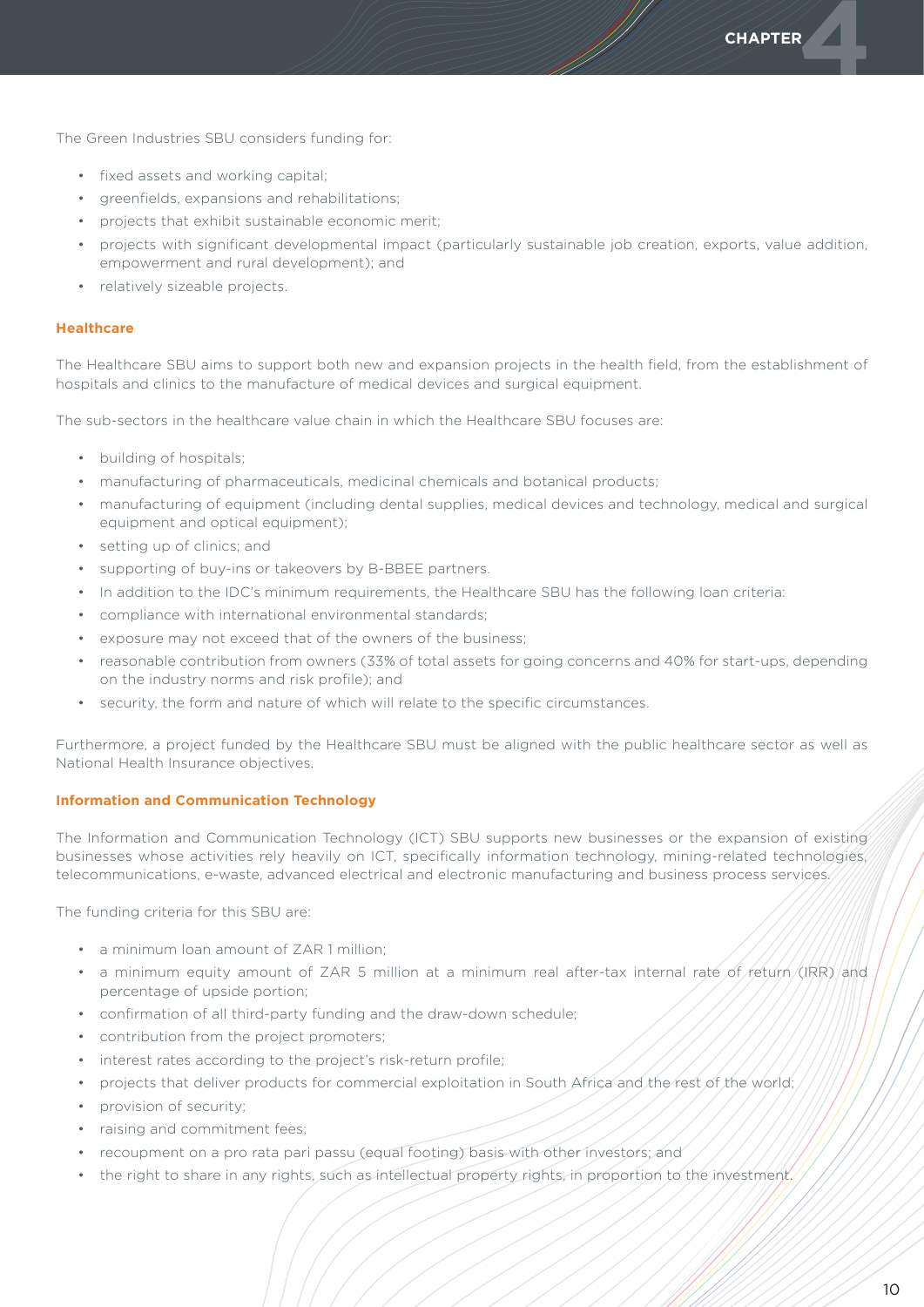The Green Industries SBU considers funding for:

- fixed assets and working capital;
- greenfields, expansions and rehabilitations;
- projects that exhibit sustainable economic merit;
- projects with significant developmental impact (particularly sustainable job creation, exports, value addition, empowerment and rural development); and
- relatively sizeable projects.

### Healthcare

The Healthcare SBU aims to support both new and expansion projects in the health field, from the establishment of hospitals and clinics to the manufacture of medical devices and surgical equipment.

The sub-sectors in the healthcare value chain in which the Healthcare SBU focuses are:

- building of hospitals;
- manufacturing of pharmaceuticals, medicinal chemicals and botanical products;
- manufacturing of equipment (including dental supplies, medical devices and technology, medical and surgical equipment and optical equipment);
- setting up of clinics; and
- supporting of buy-ins or takeovers by B-BBEE partners.
- In addition to the IDC's minimum requirements, the Healthcare SBU has the following loan criteria:
- compliance with international environmental standards;
- exposure may not exceed that of the owners of the business;
- reasonable contribution from owners (33% of total assets for going concerns and 40% for start-ups, depending on the industry norms and risk profile); and
- security, the form and nature of which will relate to the specific circumstances.

Furthermore, a project funded by the Healthcare SBU must be aligned with the public healthcare sector as well as National Health Insurance objectives.

### Information and Communication Technology

The Information and Communication Technology (ICT) SBU supports new businesses or the expansion of existing businesses whose activities rely heavily on ICT, specifically information technology, mining-related technologies, telecommunications, e-waste, advanced electrical and electronic manufacturing and business process services.

The funding criteria for this SBU are:

- a minimum loan amount of ZAR 1 million;
- a minimum equity amount of ZAR 5 million at a minimum real after-tax internal rate of return (IRR) and percentage of upside portion;
- confirmation of all third-party funding and the draw-down schedule;
- contribution from the project promoters;
- interest rates according to the project's risk-return profile;
- projects that deliver products for commercial exploitation in South Africa and the rest of the world;
- provision of security;
- raising and commitment fees;
- recoupment on a pro rata pari passu (equal footing) basis with other investors; and
- the right to share in any rights, such as intellectual property rights, in proportion to the investment.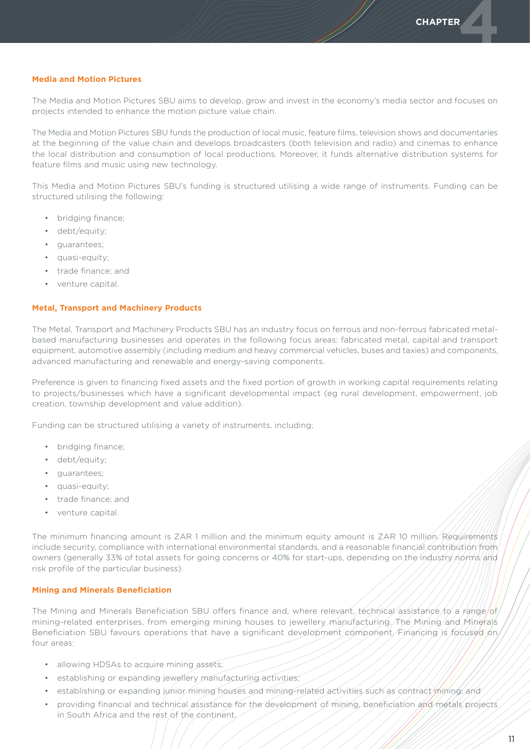### Media and Motion Pictures

The Media and Motion Pictures SBU aims to develop, grow and invest in the economy's media sector and focuses on projects intended to enhance the motion picture value chain.

The Media and Motion Pictures SBU funds the production of local music, feature films, television shows and documentaries at the beginning of the value chain and develops broadcasters (both television and radio) and cinemas to enhance the local distribution and consumption of local productions. Moreover, it funds alternative distribution systems for feature films and music using new technology.

This Media and Motion Pictures SBU's funding is structured utilising a wide range of instruments. Funding can be structured utilising the following:

- bridging finance;
- debt/equity;
- guarantees;
- quasi-equity;
- trade finance; and
- venture capital.

### Metal, Transport and Machinery Products

The Metal, Transport and Machinery Products SBU has an industry focus on ferrous and non-ferrous fabricated metal-based manufacturing businesses and operates in the following focus areas: fabricated metal, capital and transport equipment, automotive assembly (including medium and heavy commercial vehicles, buses and taxies) and components, advanced manufacturing and renewable and energy-saving components.

Preference is given to financing fixed assets and the fixed portion of growth in working capital requirements relating to projects/businesses which have a significant developmental impact (eg rural development, empowerment, job creation, township development and value addition).

Funding can be structured utilising a variety of instruments, including;

- bridging finance;
- debt/equity;
- guarantees;
- quasi-equity;
- trade finance; and
- venture capital.

The minimum financing amount is ZAR 1 million and the minimum equity amount is ZAR 10 million. Requirements include security, compliance with international environmental standards, and a reasonable financial contribution from owners (generally 33% of total assets for going concerns or 40% for start-ups, depending on the industry norms and risk profile of the particular business).

### Mining and Minerals Beneficiation

The Mining and Minerals Beneficiation SBU offers finance and, where relevant, technical assistance to a range of mining-related enterprises, from emerging mining houses to jewellery manufacturing. The Mining and Minerals Beneficiation SBU favours operations that have a significant development component. Financing is focused on four areas:

- allowing HDSAs to acquire mining assets;
- establishing or expanding jewellery manufacturing activities;
- establishing or expanding junior mining houses and mining-related activities such as contract mining; and
- providing financial and technical assistance for the development of mining, beneficiation and metals projects in South Africa and the rest of the continent.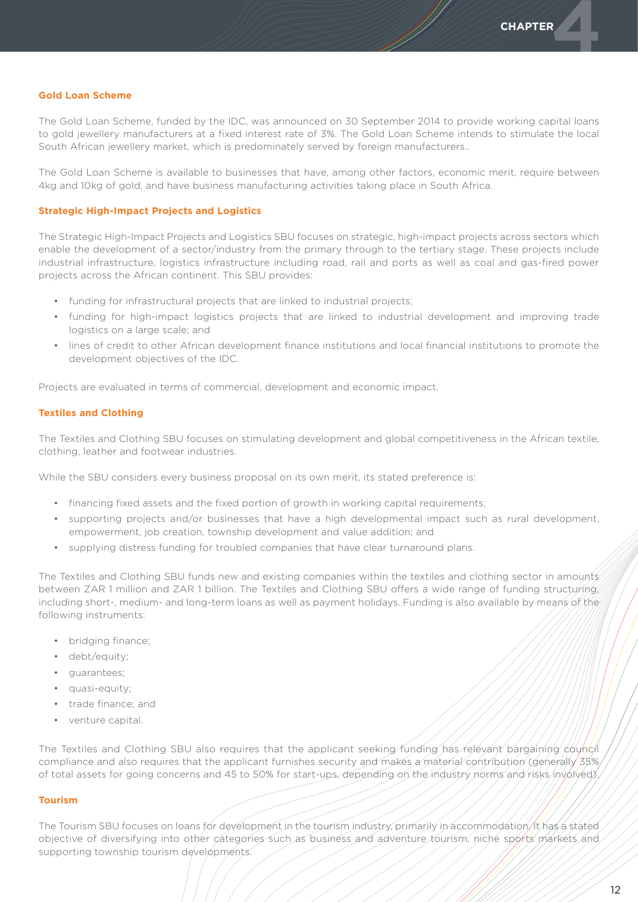### Gold Loan Scheme

The Gold Loan Scheme, funded by the IDC, was announced on 30 September 2014 to provide working capital loans to gold jewellery manufacturers at a fixed interest rate of 3%. The Gold Loan Scheme intends to stimulate the local South African jewellery market, which is predominately served by foreign manufacturers..

The Gold Loan Scheme is available to businesses that have, among other factors, economic merit, require between 4kg and 10kg of gold, and have business manufacturing activities taking place in South Africa.

### Strategic High-Impact Projects and Logistics

The Strategic High-Impact Projects and Logistics SBU focuses on strategic, high-impact projects across sectors which enable the development of a sector/industry from the primary through to the tertiary stage. These projects include industrial infrastructure, logistics infrastructure including road, rail and ports as well as coal and gas-fired power projects across the African continent. This SBU provides:

- funding for infrastructural projects that are linked to industrial projects;
- funding for high-impact logistics projects that are linked to industrial development and improving trade logistics on a large scale; and
- lines of credit to other African development finance institutions and local financial institutions to promote the development objectives of the IDC.

Projects are evaluated in terms of commercial, development and economic impact.

### Textiles and Clothing

The Textiles and Clothing SBU focuses on stimulating development and global competitiveness in the African textile, clothing, leather and footwear industries.

While the SBU considers every business proposal on its own merit, its stated preference is:

- financing fixed assets and the fixed portion of growth in working capital requirements;
- supporting projects and/or businesses that have a high developmental impact such as rural development, empowerment, job creation, township development and value addition; and
- supplying distress funding for troubled companies that have clear turnaround plans.

The Textiles and Clothing SBU funds new and existing companies within the textiles and clothing sector in amounts between ZAR 1 million and ZAR 1 billion. The Textiles and Clothing SBU offers a wide range of funding structuring, including short-, medium- and long-term loans as well as payment holidays. Funding is also available by means of the following instruments:

- bridging finance;
- debt/equity;
- guarantees;
- quasi-equity;
- trade finance; and
- venture capital.

The Textiles and Clothing SBU also requires that the applicant seeking funding has relevant bargaining council compliance and also requires that the applicant furnishes security and makes a material contribution (generally 35% of total assets for going concerns and 45 to 50% for start-ups, depending on the industry norms and risks involved).

### Tourism

The Tourism SBU focuses on loans for development in the tourism industry, primarily in accommodation. It has a stated objective of diversifying into other categories such as business and adventure tourism, niche sports markets and supporting township tourism developments.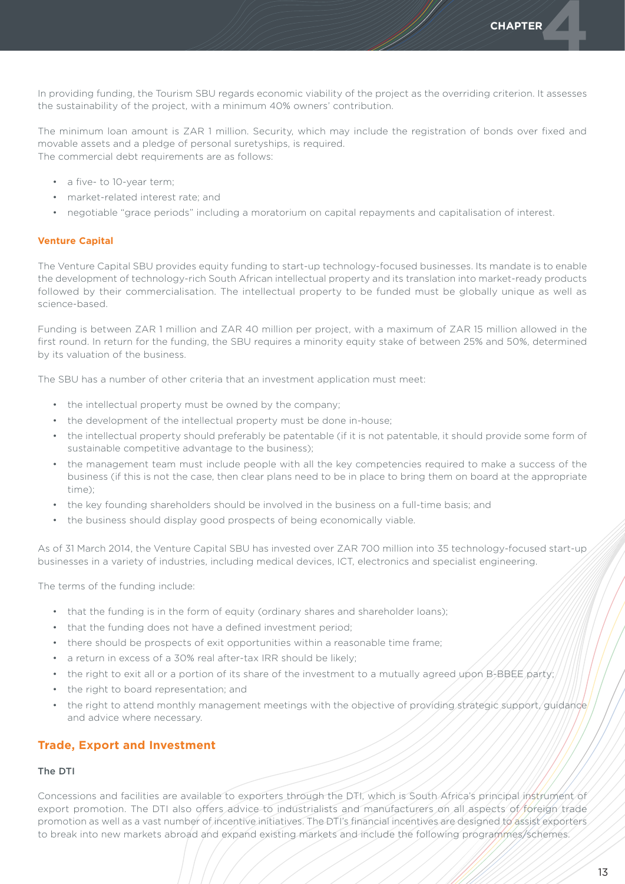In providing funding, the Tourism SBU regards economic viability of the project as the overriding criterion. It assesses the sustainability of the project, with a minimum 40% owners' contribution.

The minimum loan amount is ZAR 1 million. Security, which may include the registration of bonds over fixed and movable assets and a pledge of personal suretyships, is required.
The commercial debt requirements are as follows:

- a five- to 10-year term;
- market-related interest rate; and
- negotiable "grace periods" including a moratorium on capital repayments and capitalisation of interest.

#### Venture Capital

The Venture Capital SBU provides equity funding to start-up technology-focused businesses. Its mandate is to enable the development of technology-rich South African intellectual property and its translation into market-ready products followed by their commercialisation. The intellectual property to be funded must be globally unique as well as science-based.

Funding is between ZAR 1 million and ZAR 40 million per project, with a maximum of ZAR 15 million allowed in the first round. In return for the funding, the SBU requires a minority equity stake of between 25% and 50%, determined by its valuation of the business.

The SBU has a number of other criteria that an investment application must meet:

- the intellectual property must be owned by the company;
- the development of the intellectual property must be done in-house;
- the intellectual property should preferably be patentable (if it is not patentable, it should provide some form of sustainable competitive advantage to the business);
- the management team must include people with all the key competencies required to make a success of the business (if this is not the case, then clear plans need to be in place to bring them on board at the appropriate time);
- the key founding shareholders should be involved in the business on a full-time basis; and
- the business should display good prospects of being economically viable.

As of 31 March 2014, the Venture Capital SBU has invested over ZAR 700 million into 35 technology-focused start-up businesses in a variety of industries, including medical devices, ICT, electronics and specialist engineering.

The terms of the funding include:

- that the funding is in the form of equity (ordinary shares and shareholder loans);
- that the funding does not have a defined investment period;
- there should be prospects of exit opportunities within a reasonable time frame;
- a return in excess of a 30% real after-tax IRR should be likely;
- the right to exit all or a portion of its share of the investment to a mutually agreed upon B-BBEE party;
- the right to board representation; and
- the right to attend monthly management meetings with the objective of providing strategic support, guidance and advice where necessary.

## Trade, Export and Investment

#### The DTI

Concessions and facilities are available to exporters through the DTI, which is South Africa's principal instrument of export promotion. The DTI also offers advice to industrialists and manufacturers on all aspects of foreign trade promotion as well as a vast number of incentive initiatives. The DTI's financial incentives are designed to assist exporters to break into new markets abroad and expand existing markets and include the following programmes/schemes.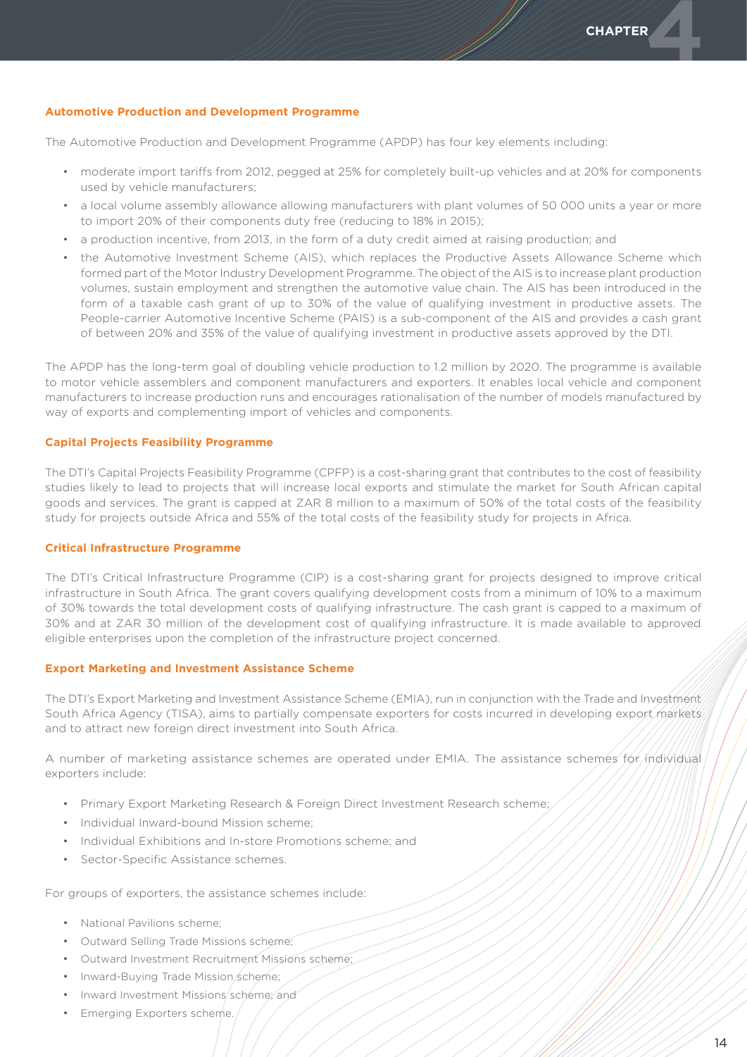### Automotive Production and Development Programme

The Automotive Production and Development Programme (APDP) has four key elements including:

- moderate import tariffs from 2012, pegged at 25% for completely built-up vehicles and at 20% for components used by vehicle manufacturers;
- a local volume assembly allowance allowing manufacturers with plant volumes of 50 000 units a year or more to import 20% of their components duty free (reducing to 18% in 2015);
- a production incentive, from 2013, in the form of a duty credit aimed at raising production; and
- the Automotive Investment Scheme (AIS), which replaces the Productive Assets Allowance Scheme which formed part of the Motor Industry Development Programme. The object of the AIS is to increase plant production volumes, sustain employment and strengthen the automotive value chain. The AIS has been introduced in the form of a taxable cash grant of up to 30% of the value of qualifying investment in productive assets. The People-carrier Automotive Incentive Scheme (PAIS) is a sub-component of the AIS and provides a cash grant of between 20% and 35% of the value of qualifying investment in productive assets approved by the DTI.

The APDP has the long-term goal of doubling vehicle production to 1.2 million by 2020. The programme is available to motor vehicle assemblers and component manufacturers and exporters. It enables local vehicle and component manufacturers to increase production runs and encourages rationalisation of the number of models manufactured by way of exports and complementing import of vehicles and components.

### Capital Projects Feasibility Programme

The DTI's Capital Projects Feasibility Programme (CPFP) is a cost-sharing grant that contributes to the cost of feasibility studies likely to lead to projects that will increase local exports and stimulate the market for South African capital goods and services. The grant is capped at ZAR 8 million to a maximum of 50% of the total costs of the feasibility study for projects outside Africa and 55% of the total costs of the feasibility study for projects in Africa.

### Critical Infrastructure Programme

The DTI's Critical Infrastructure Programme (CIP) is a cost-sharing grant for projects designed to improve critical infrastructure in South Africa. The grant covers qualifying development costs from a minimum of 10% to a maximum of 30% towards the total development costs of qualifying infrastructure. The cash grant is capped to a maximum of 30% and at ZAR 30 million of the development cost of qualifying infrastructure. It is made available to approved eligible enterprises upon the completion of the infrastructure project concerned.

### Export Marketing and Investment Assistance Scheme

The DTI's Export Marketing and Investment Assistance Scheme (EMIA), run in conjunction with the Trade and Investment South Africa Agency (TISA), aims to partially compensate exporters for costs incurred in developing export markets and to attract new foreign direct investment into South Africa.

A number of marketing assistance schemes are operated under EMIA. The assistance schemes for individual exporters include:

- Primary Export Marketing Research & Foreign Direct Investment Research scheme;
- Individual Inward-bound Mission scheme;
- Individual Exhibitions and In-store Promotions scheme; and
- Sector-Specific Assistance schemes.

For groups of exporters, the assistance schemes include:

- National Pavilions scheme;
- Outward Selling Trade Missions scheme;
- Outward Investment Recruitment Missions scheme;
- Inward-Buying Trade Mission scheme;
- Inward Investment Missions scheme; and
- Emerging Exporters scheme.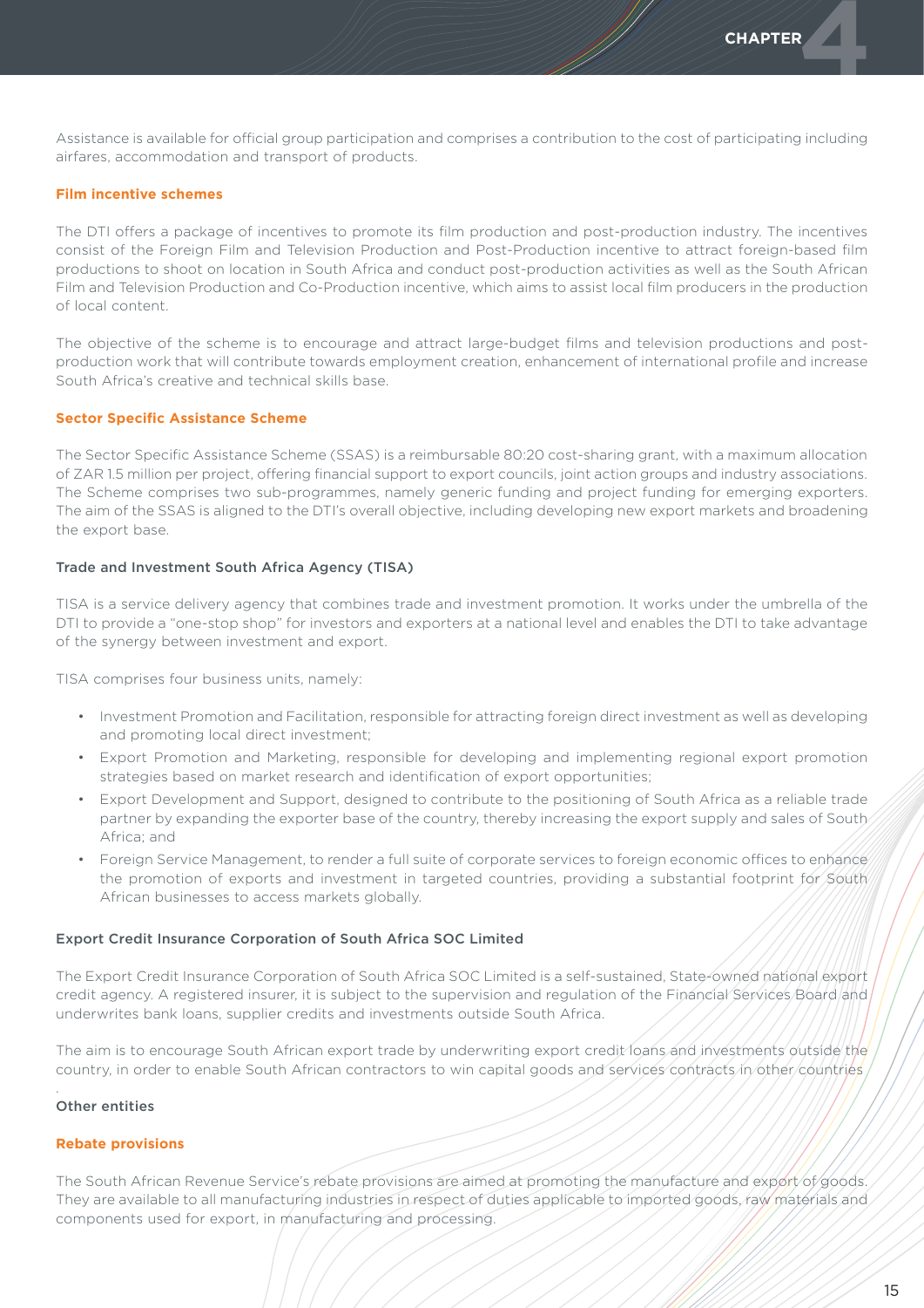Assistance is available for official group participation and comprises a contribution to the cost of participating including airfares, accommodation and transport of products.

### Film incentive schemes

The DTI offers a package of incentives to promote its film production and post-production industry. The incentives consist of the Foreign Film and Television Production and Post-Production incentive to attract foreign-based film productions to shoot on location in South Africa and conduct post-production activities as well as the South African Film and Television Production and Co-Production incentive, which aims to assist local film producers in the production of local content.

The objective of the scheme is to encourage and attract large-budget films and television productions and post-production work that will contribute towards employment creation, enhancement of international profile and increase South Africa's creative and technical skills base.

### Sector Specific Assistance Scheme

The Sector Specific Assistance Scheme (SSAS) is a reimbursable 80:20 cost-sharing grant, with a maximum allocation of ZAR 1.5 million per project, offering financial support to export councils, joint action groups and industry associations. The Scheme comprises two sub-programmes, namely generic funding and project funding for emerging exporters. The aim of the SSAS is aligned to the DTI's overall objective, including developing new export markets and broadening the export base.

### Trade and Investment South Africa Agency (TISA)

TISA is a service delivery agency that combines trade and investment promotion. It works under the umbrella of the DTI to provide a "one-stop shop" for investors and exporters at a national level and enables the DTI to take advantage of the synergy between investment and export.

TISA comprises four business units, namely:

- Investment Promotion and Facilitation, responsible for attracting foreign direct investment as well as developing and promoting local direct investment;
- Export Promotion and Marketing, responsible for developing and implementing regional export promotion strategies based on market research and identification of export opportunities;
- Export Development and Support, designed to contribute to the positioning of South Africa as a reliable trade partner by expanding the exporter base of the country, thereby increasing the export supply and sales of South Africa; and
- Foreign Service Management, to render a full suite of corporate services to foreign economic offices to enhance the promotion of exports and investment in targeted countries, providing a substantial footprint for South African businesses to access markets globally.

### Export Credit Insurance Corporation of South Africa SOC Limited

The Export Credit Insurance Corporation of South Africa SOC Limited is a self-sustained, State-owned national export credit agency. A registered insurer, it is subject to the supervision and regulation of the Financial Services Board and underwrites bank loans, supplier credits and investments outside South Africa.

The aim is to encourage South African export trade by underwriting export credit loans and investments outside the country, in order to enable South African contractors to win capital goods and services contracts in other countries.

### Other entities

### Rebate provisions

The South African Revenue Service's rebate provisions are aimed at promoting the manufacture and export of goods. They are available to all manufacturing industries in respect of duties applicable to imported goods, raw materials and components used for export, in manufacturing and processing.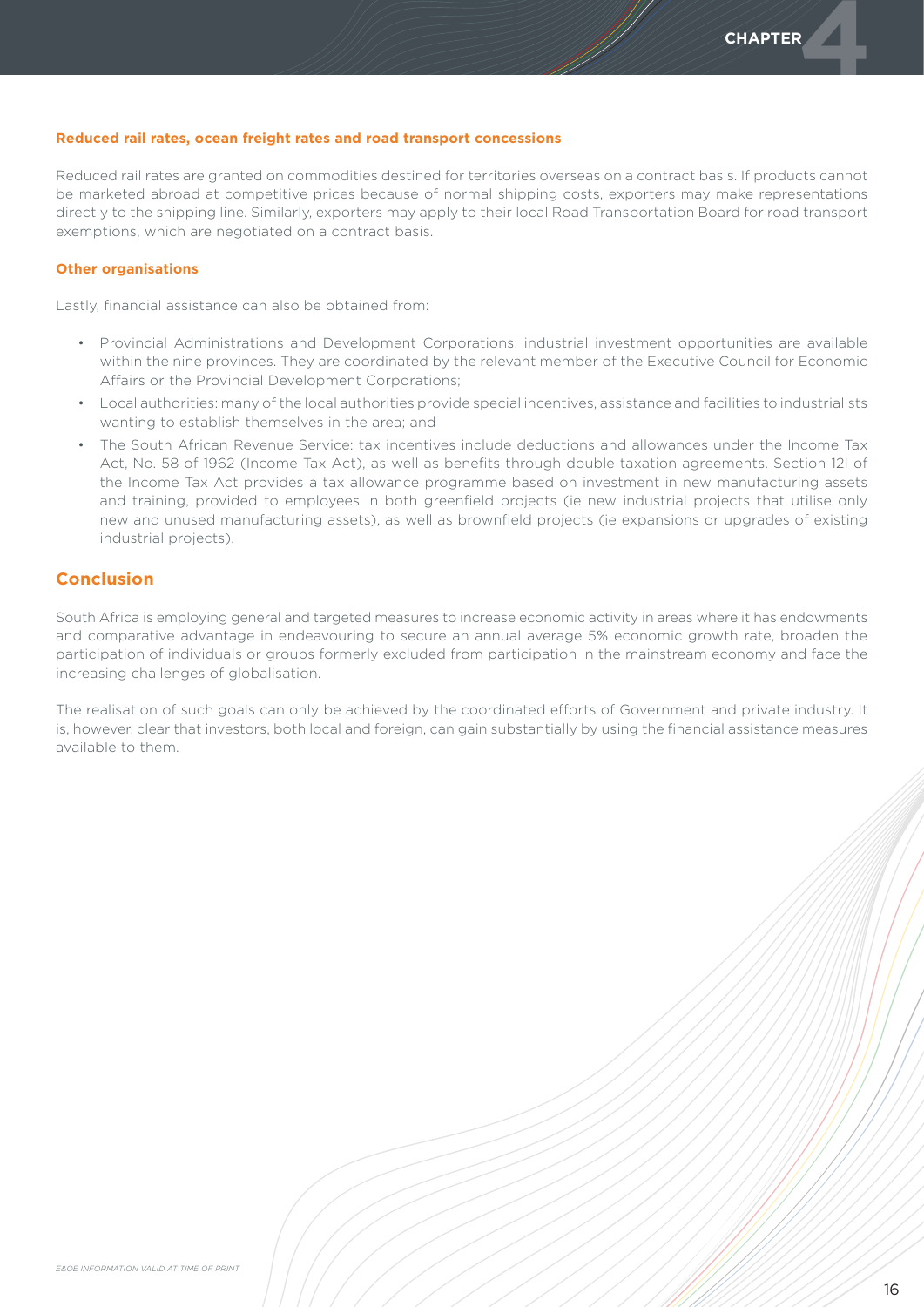### Reduced rail rates, ocean freight rates and road transport concessions

Reduced rail rates are granted on commodities destined for territories overseas on a contract basis. If products cannot be marketed abroad at competitive prices because of normal shipping costs, exporters may make representations directly to the shipping line. Similarly, exporters may apply to their local Road Transportation Board for road transport exemptions, which are negotiated on a contract basis.

### Other organisations

Lastly, financial assistance can also be obtained from:

- Provincial Administrations and Development Corporations: industrial investment opportunities are available within the nine provinces. They are coordinated by the relevant member of the Executive Council for Economic Affairs or the Provincial Development Corporations;
- Local authorities: many of the local authorities provide special incentives, assistance and facilities to industrialists wanting to establish themselves in the area; and
- The South African Revenue Service: tax incentives include deductions and allowances under the Income Tax Act, No. 58 of 1962 (Income Tax Act), as well as benefits through double taxation agreements. Section 12I of the Income Tax Act provides a tax allowance programme based on investment in new manufacturing assets and training, provided to employees in both greenfield projects (ie new industrial projects that utilise only new and unused manufacturing assets), as well as brownfield projects (ie expansions or upgrades of existing industrial projects).

## Conclusion

South Africa is employing general and targeted measures to increase economic activity in areas where it has endowments and comparative advantage in endeavouring to secure an annual average 5% economic growth rate, broaden the participation of individuals or groups formerly excluded from participation in the mainstream economy and face the increasing challenges of globalisation.

The realisation of such goals can only be achieved by the coordinated efforts of Government and private industry. It is, however, clear that investors, both local and foreign, can gain substantially by using the financial assistance measures available to them.

*E&OE INFORMATION VALID AT TIME OF PRINT*